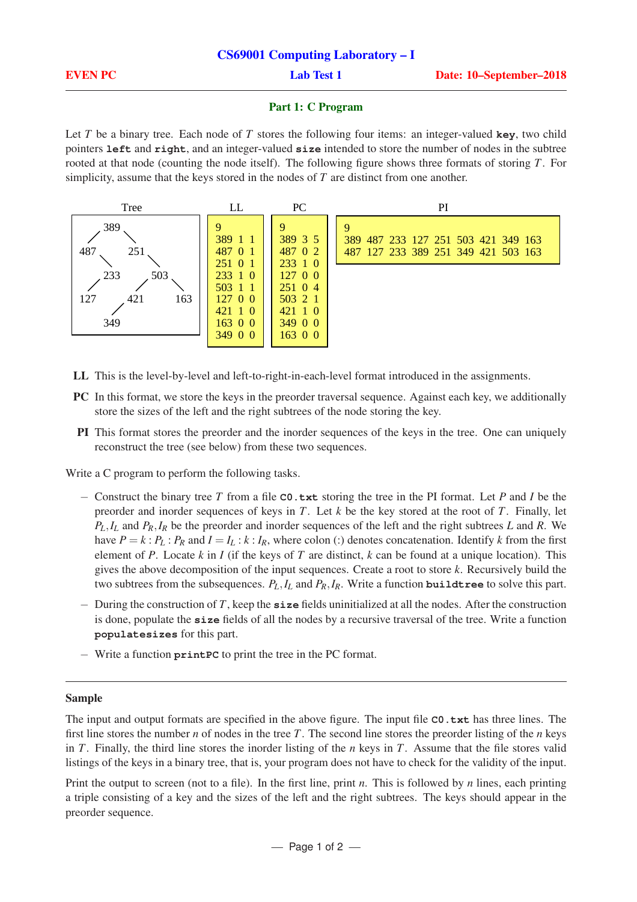## CS69001 Computing Laboratory – I

**EVEN PC** | **Lab Test 1** | **Date: 10–September–2018**

### Part 1: C Program

Let $T$ be a binary tree. Each node of $T$ stores the following four items: an integer-valued **key**, two child pointers **left** and **right**, and an integer-valued **size** intended to store the number of nodes in the subtree rooted at that node (counting the node itself). The following figure shows three formats of storing $T$. For simplicity, assume that the keys stored in the nodes of $T$ are distinct from one another.

Tree

```
      389
     /   \
  487     251
            \
     233     503
    /        /   \
 127       421    163
           /
        349
```

Note: in the figure, 233 is drawn as the right child of 487 (not a child of 251), as confirmed by the PC and PI listings.

LL

```
9
389 1 1
487 0 1
251 0 1
233 1 0
503 1 1
127 0 0
421 1 0
163 0 0
349 0 0
```

PC

```
9
389 3 5
487 0 2
233 1 0
127 0 0
251 0 4
503 2 1
421 1 0
349 0 0
163 0 0
```

PI

```
9
389 487 233 127 251 503 421 349 163
487 127 233 389 251 349 421 503 163
```

**LL** This is the level-by-level and left-to-right-in-each-level format introduced in the assignments.

**PC** In this format, we store the keys in the preorder traversal sequence. Against each key, we additionally store the sizes of the left and the right subtrees of the node storing the key.

**PI** This format stores the preorder and the inorder sequences of the keys in the tree. One can uniquely reconstruct the tree (see below) from these two sequences.

Write a C program to perform the following tasks.

- Construct the binary tree $T$ from a file **C0.txt** storing the tree in the PI format. Let $P$ and $I$ be the preorder and inorder sequences of keys in $T$. Let $k$ be the key stored at the root of $T$. Finally, let $P_L, I_L$ and $P_R, I_R$ be the preorder and inorder sequences of the left and the right subtrees $L$ and $R$. We have $P = k : P_L : P_R$ and $I = I_L : k : I_R$, where colon (:) denotes concatenation. Identify $k$ from the first element of $P$. Locate $k$ in $I$ (if the keys of $T$ are distinct, $k$ can be found at a unique location). This gives the above decomposition of the input sequences. Create a root to store $k$. Recursively build the two subtrees from the subsequences. $P_L, I_L$ and $P_R, I_R$. Write a function **buildtree** to solve this part.
- During the construction of $T$, keep the **size** fields uninitialized at all the nodes. After the construction is done, populate the **size** fields of all the nodes by a recursive traversal of the tree. Write a function **populatesizes** for this part.
- Write a function **printPC** to print the tree in the PC format.

---

**Sample**

The input and output formats are specified in the above figure. The input file **C0.txt** has three lines. The first line stores the number $n$ of nodes in the tree $T$. The second line stores the preorder listing of the $n$ keys in $T$. Finally, the third line stores the inorder listing of the $n$ keys in $T$. Assume that the file stores valid listings of the keys in a binary tree, that is, your program does not have to check for the validity of the input.

Print the output to screen (not to a file). In the first line, print $n$. This is followed by $n$ lines, each printing a triple consisting of a key and the sizes of the left and the right subtrees. The keys should appear in the preorder sequence.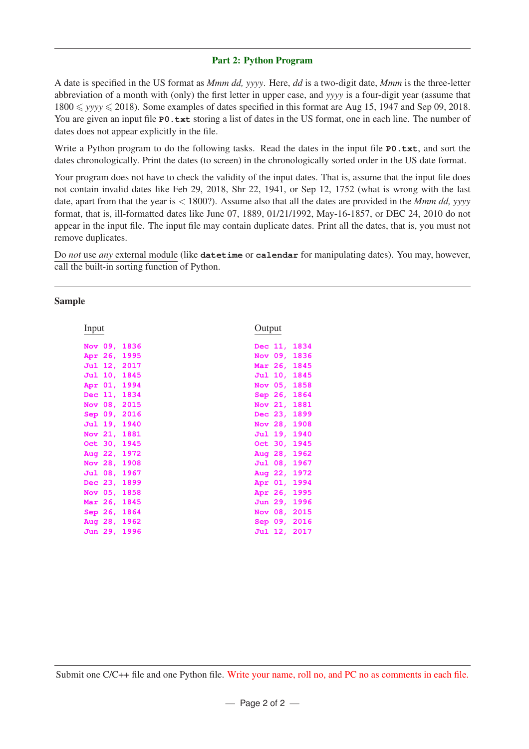## Part 2: Python Program

A date is specified in the US format as *Mmm dd, yyyy*. Here, *dd* is a two-digit date, *Mmm* is the three-letter abbreviation of a month with (only) the first letter in upper case, and *yyyy* is a four-digit year (assume that $1800 \leqslant yyyy \leqslant 2018$). Some examples of dates specified in this format are Aug 15, 1947 and Sep 09, 2018. You are given an input file **`P0.txt`** storing a list of dates in the US format, one in each line. The number of dates does not appear explicitly in the file.

Write a Python program to do the following tasks. Read the dates in the input file **`P0.txt`**, and sort the dates chronologically. Print the dates (to screen) in the chronologically sorted order in the US date format.

Your program does not have to check the validity of the input dates. That is, assume that the input file does not contain invalid dates like Feb 29, 2018, Shr 22, 1941, or Sep 12, 1752 (what is wrong with the last date, apart from that the year is $< 1800$?). Assume also that all the dates are provided in the *Mmm dd, yyyy* format, that is, ill-formatted dates like June 07, 1889, 01/21/1992, May-16-1857, or DEC 24, 2010 do not appear in the input file. The input file may contain duplicate dates. Print all the dates, that is, you must not remove duplicates.

Do *not* use *any* external module (like **`datetime`** or **`calendar`** for manipulating dates). You may, however, call the built-in sorting function of Python.

---

**Sample**

Input

```
Nov 09, 1836
Apr 26, 1995
Jul 12, 2017
Jul 10, 1845
Apr 01, 1994
Dec 11, 1834
Nov 08, 2015
Sep 09, 2016
Jul 19, 1940
Nov 21, 1881
Oct 30, 1945
Aug 22, 1972
Nov 28, 1908
Jul 08, 1967
Dec 23, 1899
Nov 05, 1858
Mar 26, 1845
Sep 26, 1864
Aug 28, 1962
Jun 29, 1996
```

Output

```
Dec 11, 1834
Nov 09, 1836
Mar 26, 1845
Jul 10, 1845
Nov 05, 1858
Sep 26, 1864
Nov 21, 1881
Dec 23, 1899
Nov 28, 1908
Jul 19, 1940
Oct 30, 1945
Aug 28, 1962
Jul 08, 1967
Aug 22, 1972
Apr 01, 1994
Apr 26, 1995
Jun 29, 1996
Nov 08, 2015
Sep 09, 2016
Jul 12, 2017
```

---

Submit one C/C++ file and one Python file. Write your name, roll no, and PC no as comments in each file.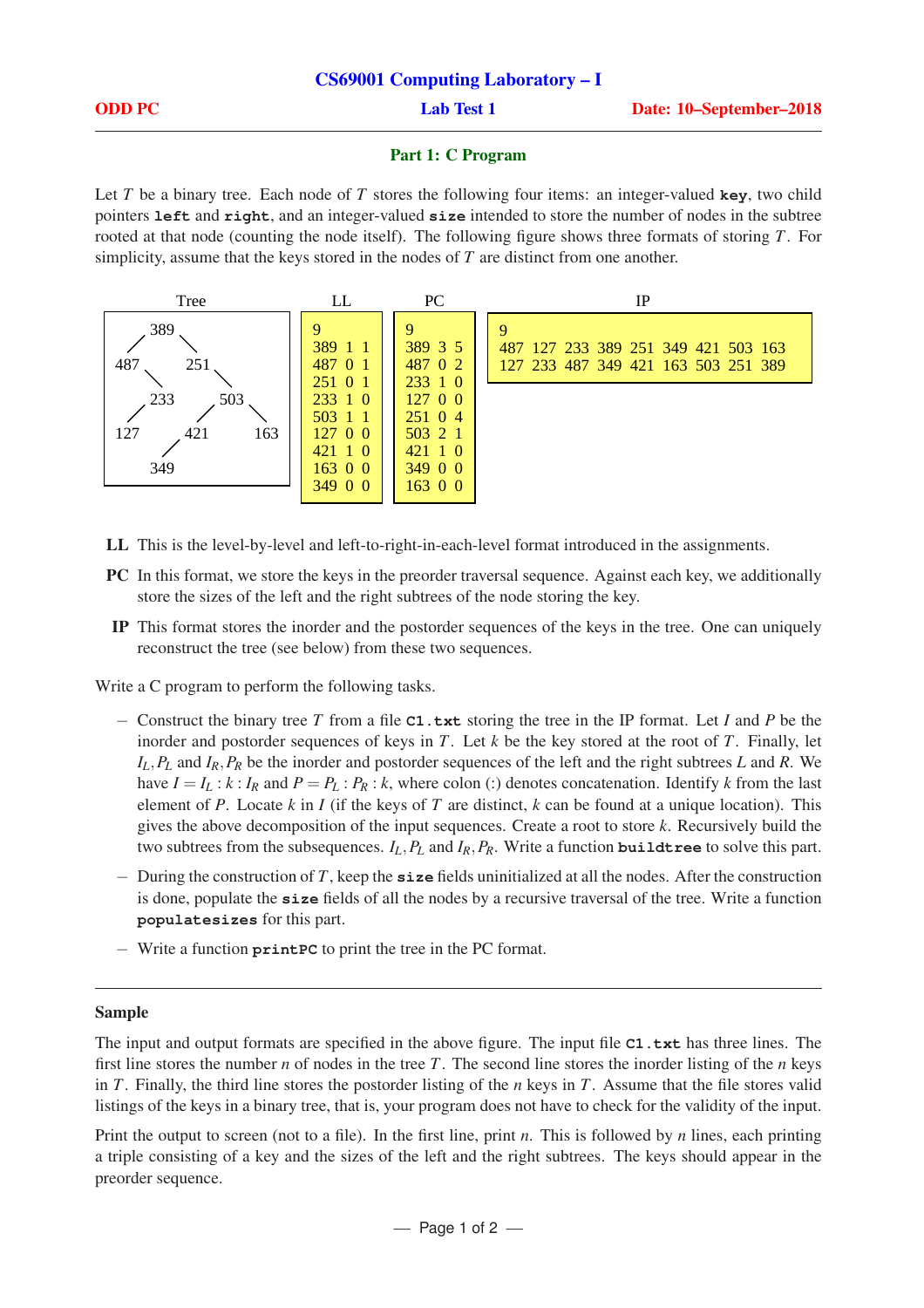# CS69001 Computing Laboratory – I

**ODD PC** | **Lab Test 1** | **Date: 10–September–2018**

## Part 1: C Program

Let $T$ be a binary tree. Each node of $T$ stores the following four items: an integer-valued **key**, two child pointers **left** and **right**, and an integer-valued **size** intended to store the number of nodes in the subtree rooted at that node (counting the node itself). The following figure shows three formats of storing $T$. For simplicity, assume that the keys stored in the nodes of $T$ are distinct from one another.

Tree

```
       389
      /    \
   487      251
      \        \
      233      503
      /        /   \
   127      421     163
            /
         349
```

LL

```
9
389 1 1
487 0 1
251 0 1
233 1 0
503 1 1
127 0 0
421 1 0
163 0 0
349 0 0
```

PC

```
9
389 3 5
487 0 2
233 1 0
127 0 0
251 0 4
503 2 1
421 1 0
349 0 0
163 0 0
```

IP

```
9
487 127 233 389 251 349 421 503 163
127 233 487 349 421 163 503 251 389
```

**LL** This is the level-by-level and left-to-right-in-each-level format introduced in the assignments.

**PC** In this format, we store the keys in the preorder traversal sequence. Against each key, we additionally store the sizes of the left and the right subtrees of the node storing the key.

**IP** This format stores the inorder and the postorder sequences of the keys in the tree. One can uniquely reconstruct the tree (see below) from these two sequences.

Write a C program to perform the following tasks.

- Construct the binary tree $T$ from a file **C1.txt** storing the tree in the IP format. Let $I$ and $P$ be the inorder and postorder sequences of keys in $T$. Let $k$ be the key stored at the root of $T$. Finally, let $I_L, P_L$ and $I_R, P_R$ be the inorder and postorder sequences of the left and the right subtrees $L$ and $R$. We have $I = I_L : k : I_R$ and $P = P_L : P_R : k$, where colon (:) denotes concatenation. Identify $k$ from the last element of $P$. Locate $k$ in $I$ (if the keys of $T$ are distinct, $k$ can be found at a unique location). This gives the above decomposition of the input sequences. Create a root to store $k$. Recursively build the two subtrees from the subsequences. $I_L, P_L$ and $I_R, P_R$. Write a function **buildtree** to solve this part.
- During the construction of $T$, keep the **size** fields uninitialized at all the nodes. After the construction is done, populate the **size** fields of all the nodes by a recursive traversal of the tree. Write a function **populatesizes** for this part.
- Write a function **printPC** to print the tree in the PC format.

---

### Sample

The input and output formats are specified in the above figure. The input file **C1.txt** has three lines. The first line stores the number $n$ of nodes in the tree $T$. The second line stores the inorder listing of the $n$ keys in $T$. Finally, the third line stores the postorder listing of the $n$ keys in $T$. Assume that the file stores valid listings of the keys in a binary tree, that is, your program does not have to check for the validity of the input.

Print the output to screen (not to a file). In the first line, print $n$. This is followed by $n$ lines, each printing a triple consisting of a key and the sizes of the left and the right subtrees. The keys should appear in the preorder sequence.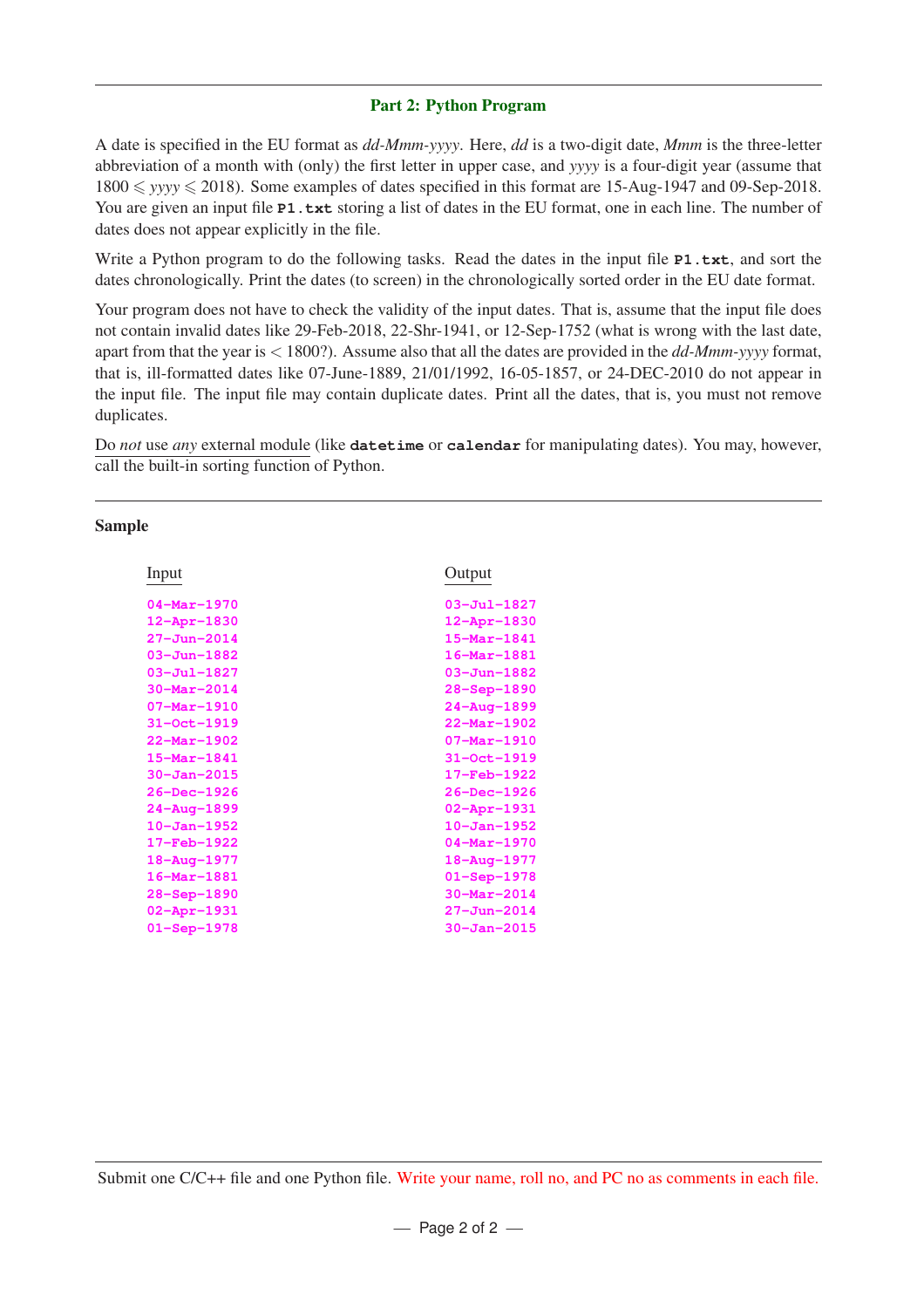## Part 2: Python Program

A date is specified in the EU format as *dd-Mmm-yyyy*. Here, *dd* is a two-digit date, *Mmm* is the three-letter abbreviation of a month with (only) the first letter in upper case, and *yyyy* is a four-digit year (assume that $1800 \leqslant yyyy \leqslant 2018$). Some examples of dates specified in this format are 15-Aug-1947 and 09-Sep-2018. You are given an input file **`P1.txt`** storing a list of dates in the EU format, one in each line. The number of dates does not appear explicitly in the file.

Write a Python program to do the following tasks. Read the dates in the input file **`P1.txt`**, and sort the dates chronologically. Print the dates (to screen) in the chronologically sorted order in the EU date format.

Your program does not have to check the validity of the input dates. That is, assume that the input file does not contain invalid dates like 29-Feb-2018, 22-Shr-1941, or 12-Sep-1752 (what is wrong with the last date, apart from that the year is $< 1800$?). Assume also that all the dates are provided in the *dd-Mmm-yyyy* format, that is, ill-formatted dates like 07-June-1889, 21/01/1992, 16-05-1857, or 24-DEC-2010 do not appear in the input file. The input file may contain duplicate dates. Print all the dates, that is, you must not remove duplicates.

Do *not* use *any* external module (like **`datetime`** or **`calendar`** for manipulating dates). You may, however, call the built-in sorting function of Python.

### Sample

| Input | Output |
|---|---|
| `04-Mar-1970` | `03-Jul-1827` |
| `12-Apr-1830` | `12-Apr-1830` |
| `27-Jun-2014` | `15-Mar-1841` |
| `03-Jun-1882` | `16-Mar-1881` |
| `03-Jul-1827` | `03-Jun-1882` |
| `30-Mar-2014` | `28-Sep-1890` |
| `07-Mar-1910` | `24-Aug-1899` |
| `31-Oct-1919` | `22-Mar-1902` |
| `22-Mar-1902` | `07-Mar-1910` |
| `15-Mar-1841` | `31-Oct-1919` |
| `30-Jan-2015` | `17-Feb-1922` |
| `26-Dec-1926` | `26-Dec-1926` |
| `24-Aug-1899` | `02-Apr-1931` |
| `10-Jan-1952` | `10-Jan-1952` |
| `17-Feb-1922` | `04-Mar-1970` |
| `18-Aug-1977` | `18-Aug-1977` |
| `16-Mar-1881` | `01-Sep-1978` |
| `28-Sep-1890` | `30-Mar-2014` |
| `02-Apr-1931` | `27-Jun-2014` |
| `01-Sep-1978` | `30-Jan-2015` |

---

Submit one C/C++ file and one Python file. Write your name, roll no, and PC no as comments in each file.